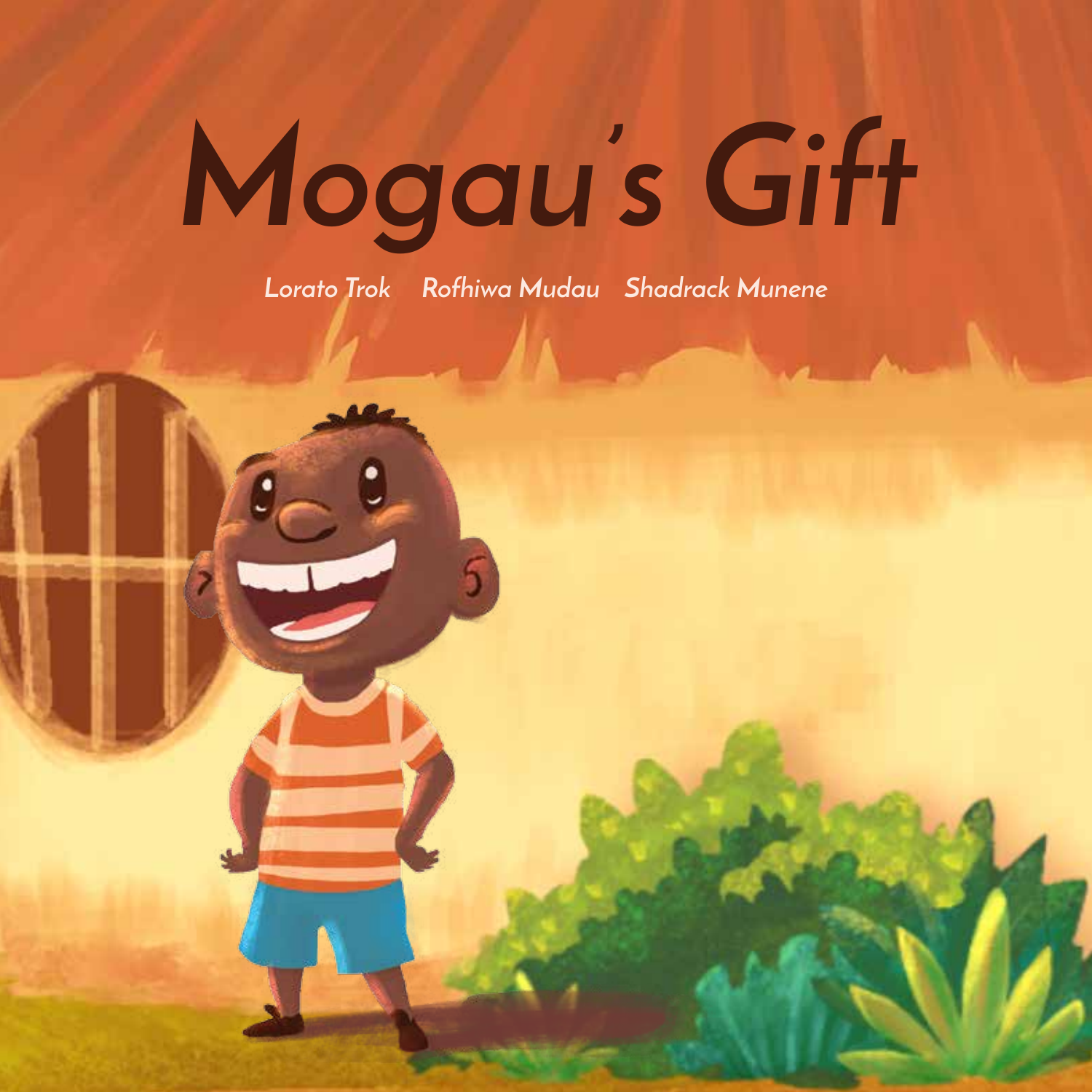# Mogau's Gift

*Lorato Trok  Rofhiwa Mudau  Shadrack Munene*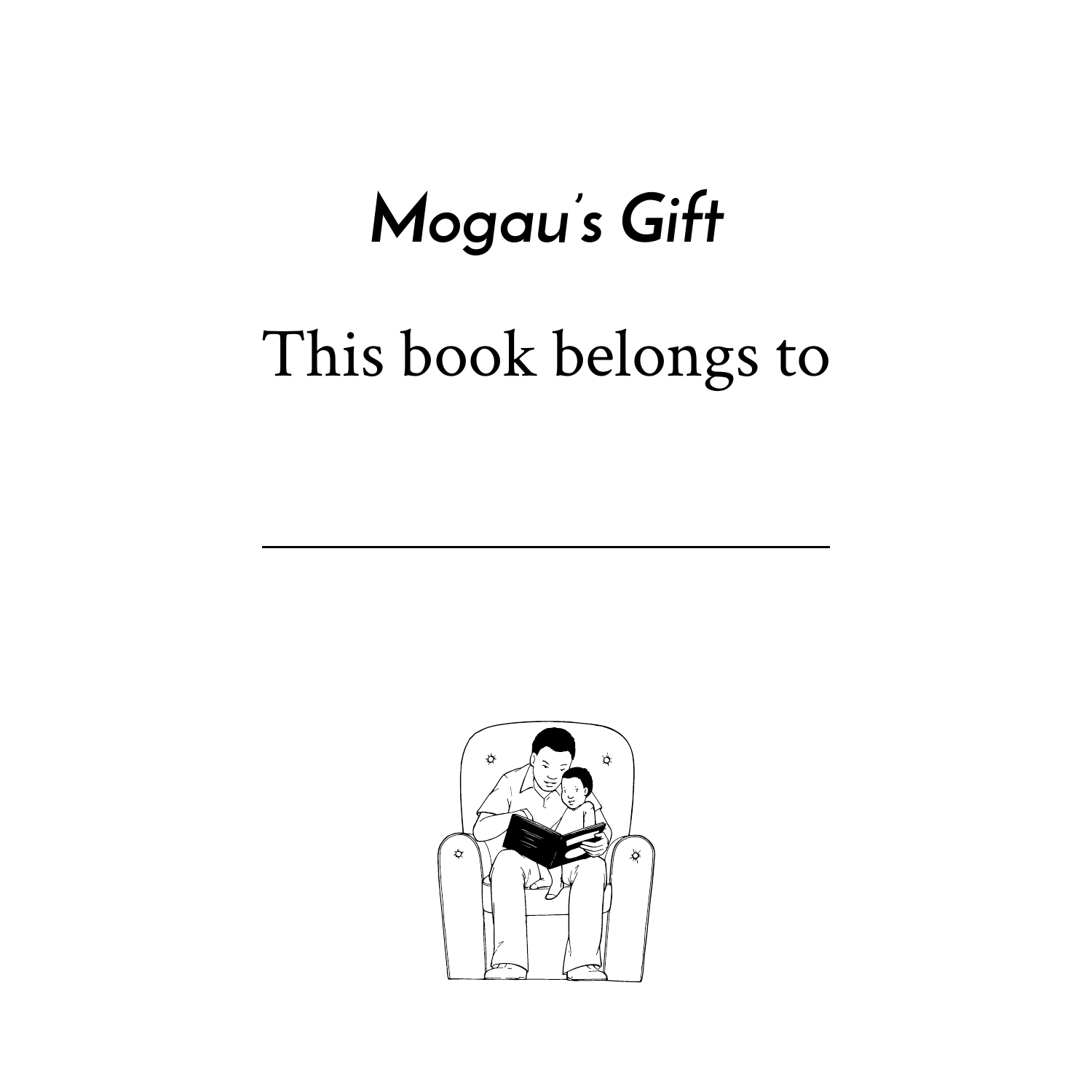*Mogau's Gift*

This book belongs to

\_\_\_\_\_\_\_\_\_\_\_\_\_\_\_\_\_\_\_\_\_\_\_\_\_\_\_\_

*Mogau's Gift*

This book belongs to

____________________________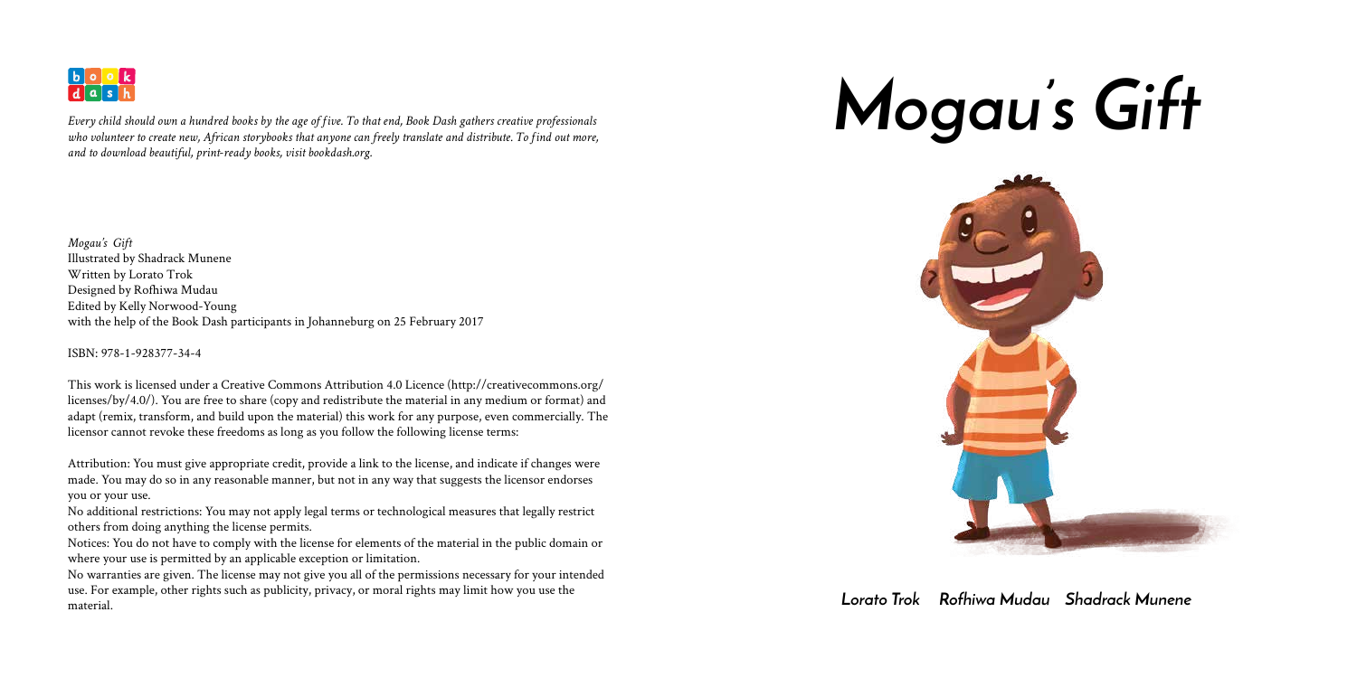*Every child should own a hundred books by the age of five. To that end, Book Dash gathers creative professionals who volunteer to create new, African storybooks that anyone can freely translate and distribute. To find out more, and to download beautiful, print-ready books, visit bookdash.org.*

*Mogau's Gift*
Illustrated by Shadrack Munene
Written by Lorato Trok
Designed by Rofhiwa Mudau
Edited by Kelly Norwood-Young
with the help of the Book Dash participants in Johanneburg on 25 February 2017

ISBN: 978-1-928377-34-4

This work is licensed under a Creative Commons Attribution 4.0 Licence (http://creativecommons.org/licenses/by/4.0/). You are free to share (copy and redistribute the material in any medium or format) and adapt (remix, transform, and build upon the material) this work for any purpose, even commercially. The licensor cannot revoke these freedoms as long as you follow the following license terms:

Attribution: You must give appropriate credit, provide a link to the license, and indicate if changes were made. You may do so in any reasonable manner, but not in any way that suggests the licensor endorses you or your use.

No additional restrictions: You may not apply legal terms or technological measures that legally restrict others from doing anything the license permits.

Notices: You do not have to comply with the license for elements of the material in the public domain or where your use is permitted by an applicable exception or limitation.

No warranties are given. The license may not give you all of the permissions necessary for your intended use. For example, other rights such as publicity, privacy, or moral rights may limit how you use the material.

# Mogau's Gift

Lorato Trok Rofhiwa Mudau Shadrack Munene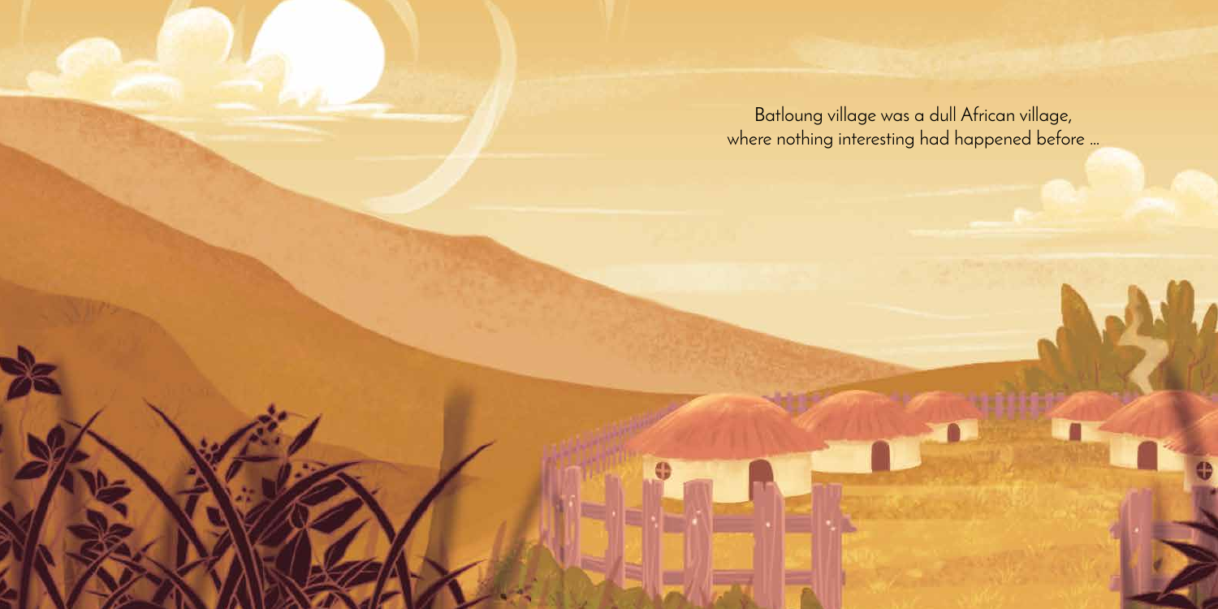Batloung village was a dull African village, where nothing interesting had happened before …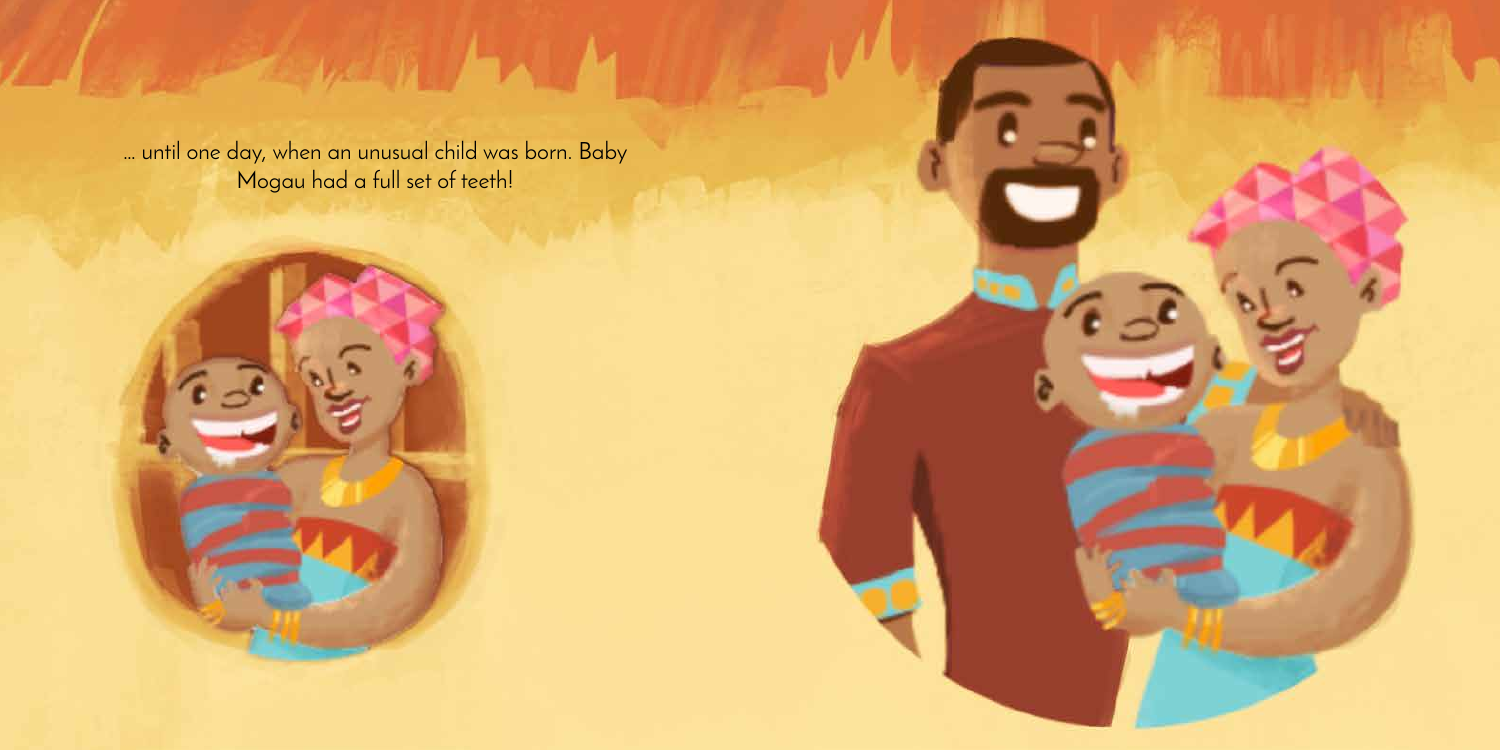... until one day, when an unusual child was born. Baby Mogau had a full set of teeth!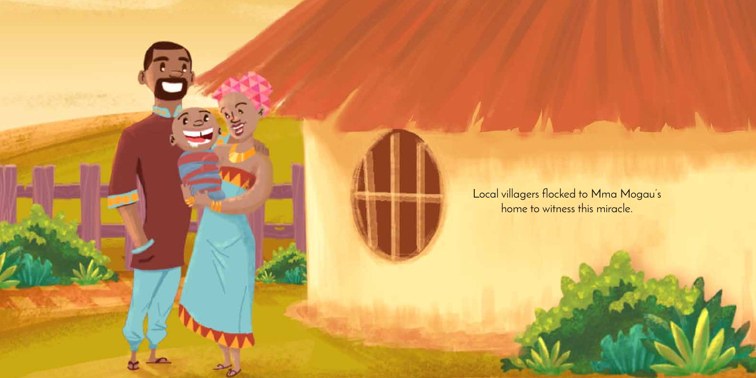Local villagers flocked to Mma Mogau's home to witness this miracle.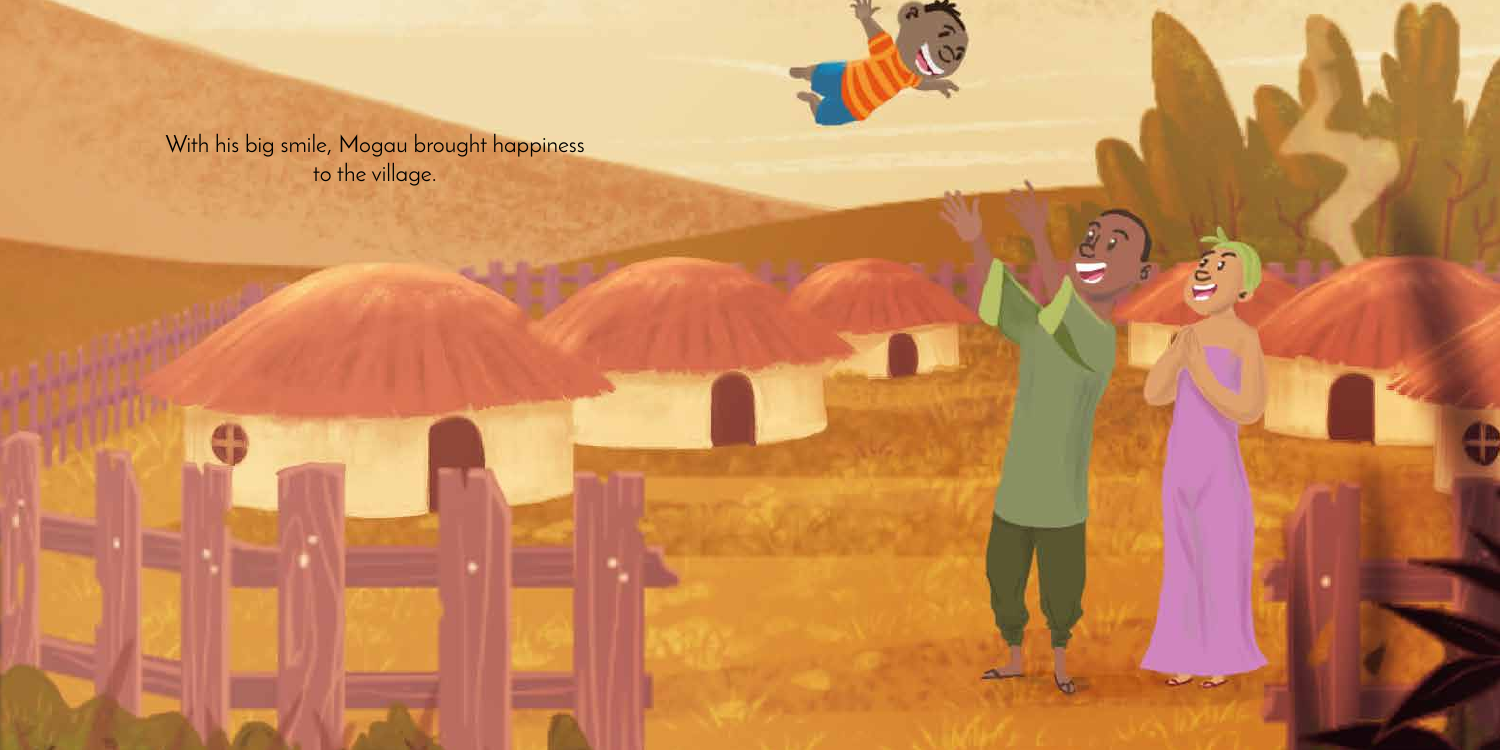With his big smile, Mogau brought happiness to the village.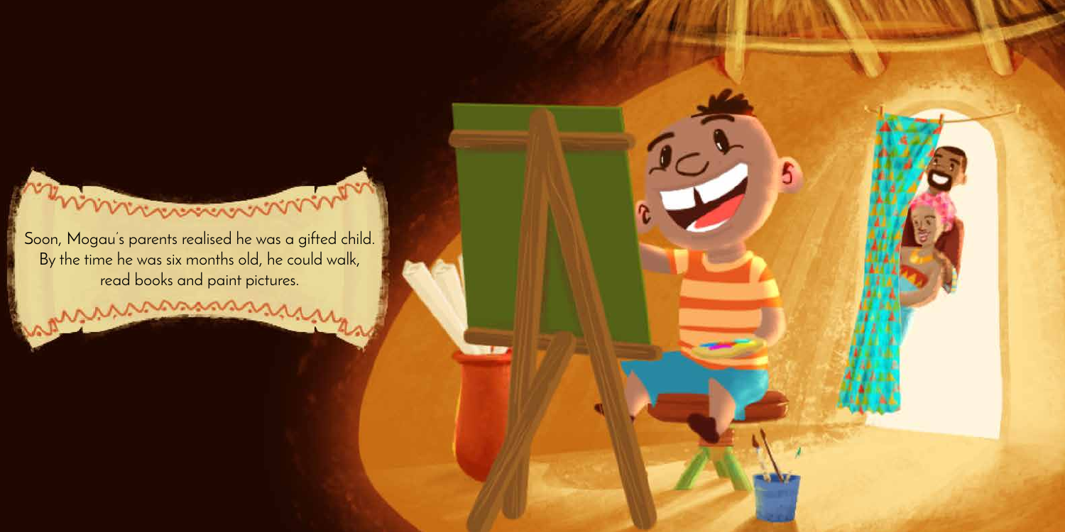Soon, Mogau's parents realised he was a gifted child. By the time he was six months old, he could walk, read books and paint pictures.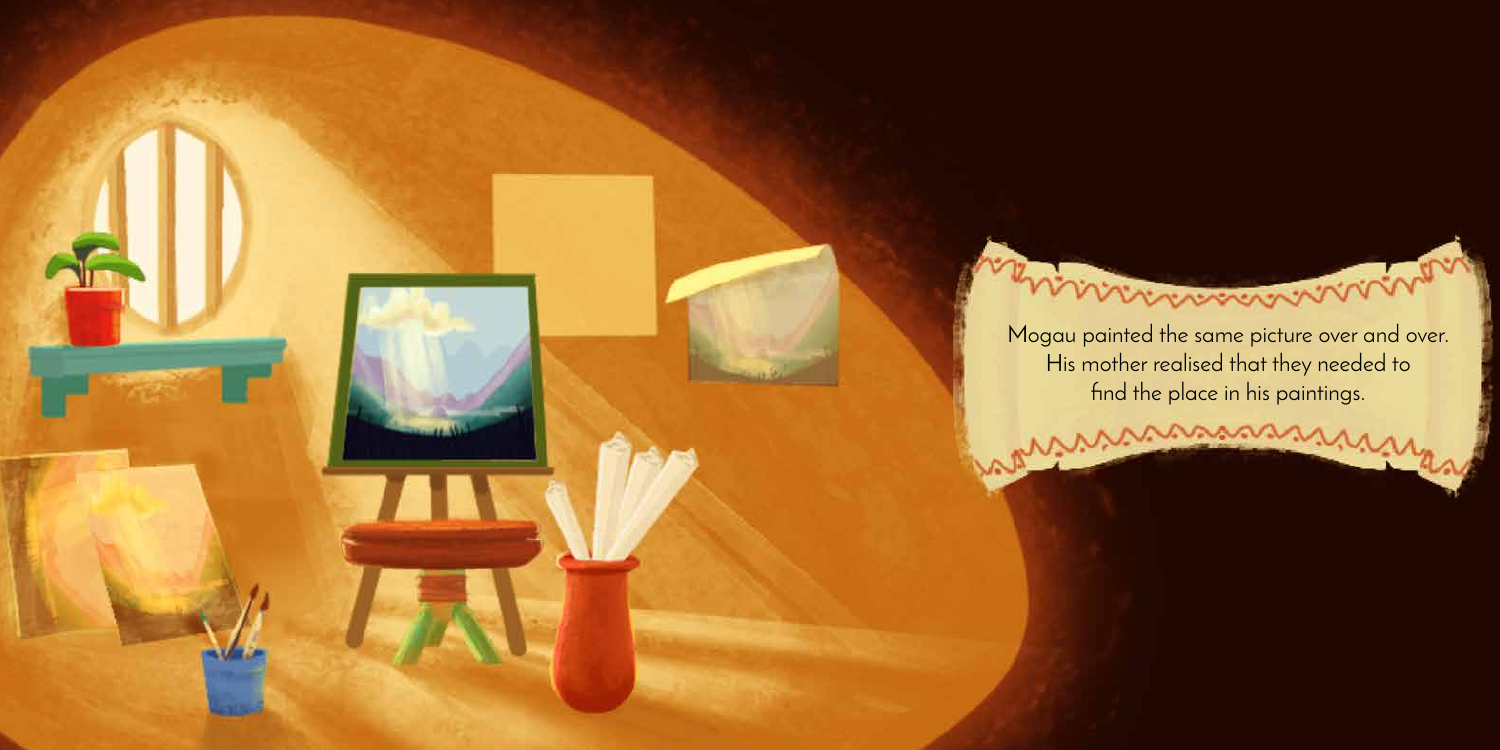Mogau painted the same picture over and over. His mother realised that they needed to find the place in his paintings.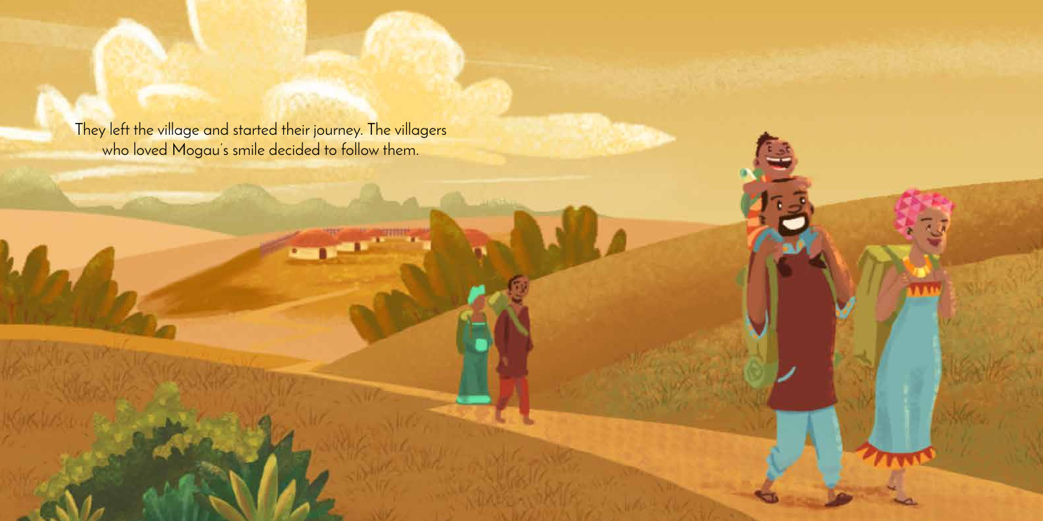They left the village and started their journey. The villagers who loved Mogau's smile decided to follow them.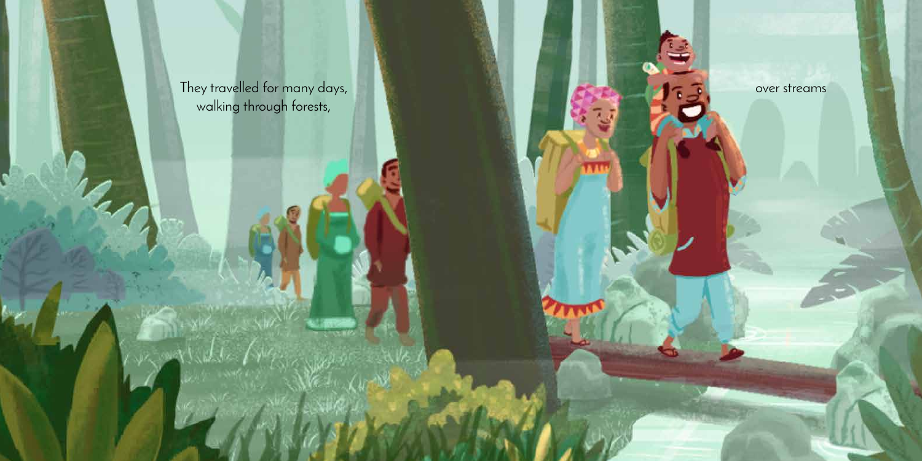They travelled for many days,
walking through forests,

over streams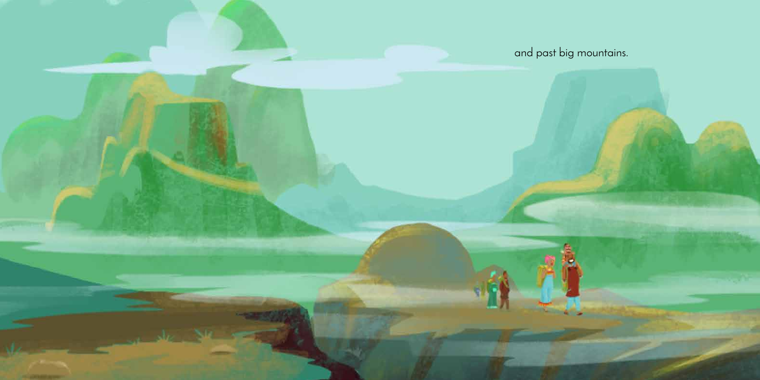and past big mountains.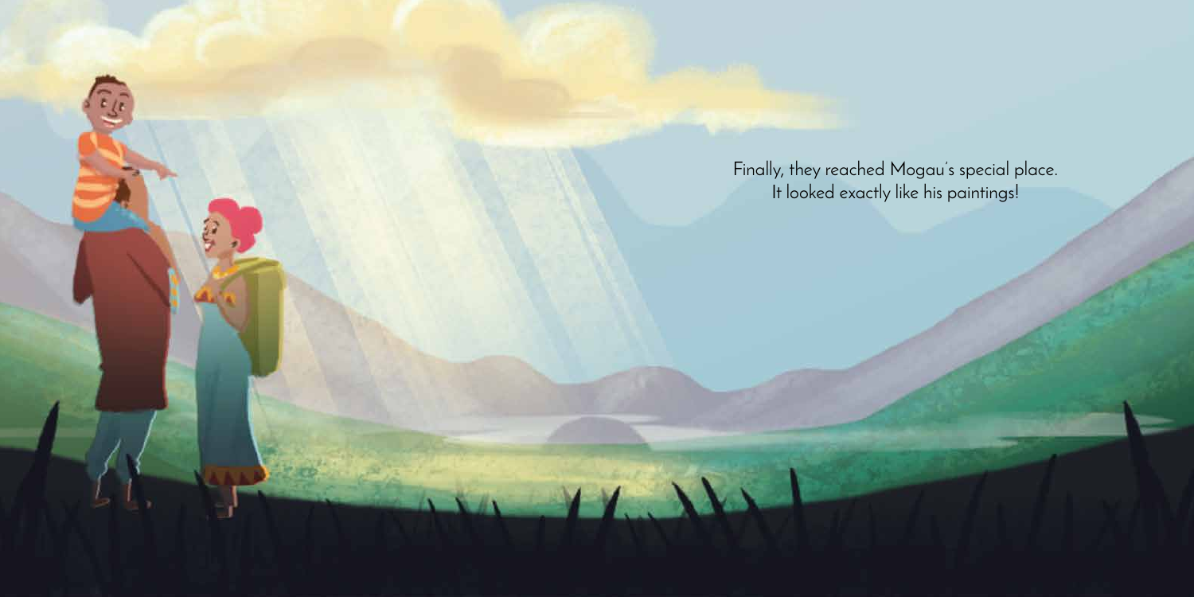Finally, they reached Mogau's special place.
It looked exactly like his paintings!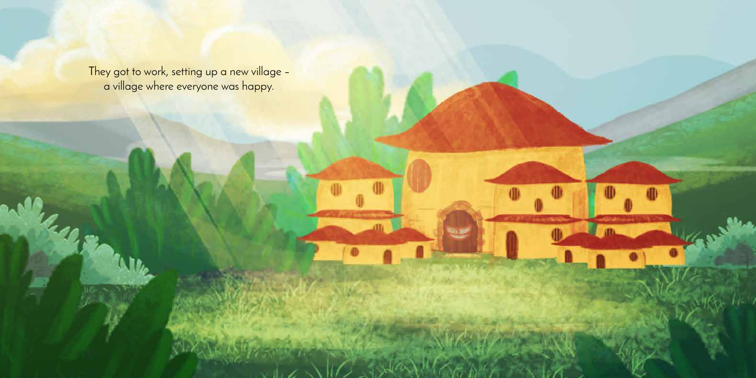They got to work, setting up a new village –
a village where everyone was happy.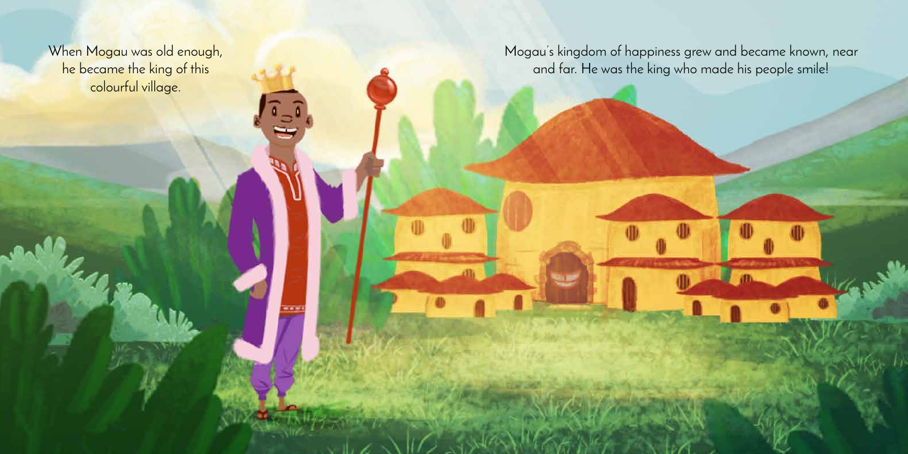When Mogau was old enough, he became the king of this colourful village.

Mogau's kingdom of happiness grew and became known, near and far. He was the king who made his people smile!